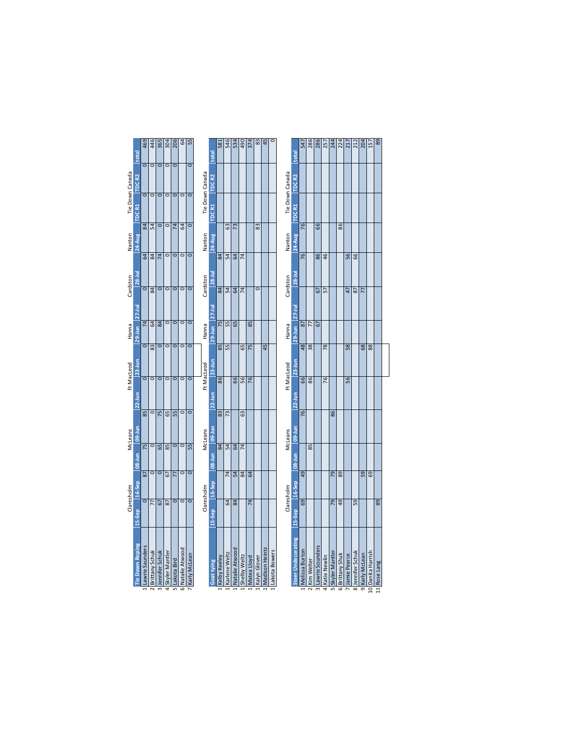| | Tie Down Roping | Claresholm | | McLeans | | Ft MacLeod | | Hanna | Cardston | | Nanton | Tie Down Canada | | total |
|---|---|---|---|---|---|---|---|---|---|---|---|---|---|---|
| | | 15-Sep | 16-Sep | 08-Jun | 09-Jun | 22-Jun | 23-Jun | 29-Jun | 27-Jul | 28-Jul | 24-Aug | TDC R1 | TDC R2 | |
| 1 | Lawrie Saunders | 0 | 87 | 75 | 85 | 0 | 0 | 74 | 0 | 64 | 84 | 0 | 0 | 469 |
| 2 | Brittany Schuk | 77 | 0 | 0 | 0 | 0 | 83 | 64 | 84 | 84 | 54 | 0 | 0 | 446 |
| 3 | Jennifer Schuk | 67 | 0 | 65 | 75 | 0 | 0 | 84 | 0 | 74 | 0 | 0 | 0 | 365 |
| 4 | Skyler Mantler | 87 | 67 | 85 | 65 | 0 | 0 | 0 | 0 | 0 | 0 | 0 | 0 | 304 |
| 5 | Lakota Bird | 0 | 77 | 0 | 55 | 0 | 0 | 0 | 0 | 0 | 74 | 0 | 0 | 206 |
| 6 | Natalie Atwood | 0 | 0 | 0 | 0 | 0 | 0 | 0 | 0 | 0 | 64 | 0 | | 64 |
| 7 | Karly McLean | 0 | 0 | 55 | 0 | 0 | 0 | 0 | 0 | 0 | 0 | 0 | 0 | 55 |

| | Goat tying | Claresholm | | McLeans | | Ft MacLeod | | Hanna | Cardston | | Nanton | Tie Down Canada | | total |
|---|---|---|---|---|---|---|---|---|---|---|---|---|---|---|
| | | 15-Sep | 16-Sep | 08-Jun | 09-Jun | 22-Jun | 23-Jun | 29-Jun | 27-Jul | 28-Jul | 24-Aug | TDC R1 | TDC R2 | |
| 1 | Kelby Keeley | | | 84 | 83 | 86 | 85 | 75 | 84 | 84 | | | | 581 |
| 1 | Karlene Weltz | 64 | 74 | 54 | 73 | | 55 | 55 | 54 | 54 | 63 | | | 546 |
| 1 | Natalie Atwood | 84 | 54 | 64 | | 66 | | 65 | 64 | 64 | 73 | | | 534 |
| 1 | Shelby Weltz | | 84 | 74 | 63 | 56 | 65 | | 74 | 74 | | | | 490 |
| 1 | Matea Lloyd | 74 | 64 | | | 76 | 75 | 85 | | | | | | 374 |
| 1 | Kalyn Glover | | | | | | | | 0 | | 83 | | | 83 |
| 1 | Madison Heintz | | | | | | 45 | | | | | | | 45 |
| 1 | Lakota Bowers | | | | | | | | | | | | | 0 |

| | Steer Undecorating | Claresholm | | McLeans | | Ft MacLeod | | Hanna | Cardston | | Nanton | Tie Down Canada | | total |
|---|---|---|---|---|---|---|---|---|---|---|---|---|---|---|
| | | 15-Sep | 16-Sep | 08-Jun | 09-Jun | 22-Jun | 23-Jun | 29-Jun | 27-Jul | 28-Jul | 24-Aug | TDC R1 | TDC R2 | |
| 1 | Melissa Burton | 69 | 49 | | 76 | 66 | 48 | 87 | | 76 | 76 | | | 547 |
| 2 | Kim Welter | | | 85 | | 86 | 38 | 77 | | | | | | 286 |
| 3 | Lawrie Sounders | | | | | | | 67 | 67 | 86 | 66 | | | 286 |
| 4 | Katie Newlin | | | | | 76 | 78 | | 57 | 46 | | | | 257 |
| 5 | Skyler Mantler | 79 | 79 | | 86 | | | | | | | | | 244 |
| 6 | Brittany Shuk | 49 | 89 | | | | | | | | 86 | | | 224 |
| 7 | Jamie Pearce | | | | | 56 | 58 | | 47 | 56 | | | | 217 |
| 8 | Jennifer Schuk | 59 | | | | | | | 87 | 66 | | | | 212 |
| 9 | Karly McLean | | 59 | | | | 68 | | 77 | | | | | 204 |
| 10 | Danita Harrish | | 69 | | | | 88 | | | | | | | 157 |
| 11 | Rose Lang | 89 | | | | | | | | | | | | 89 |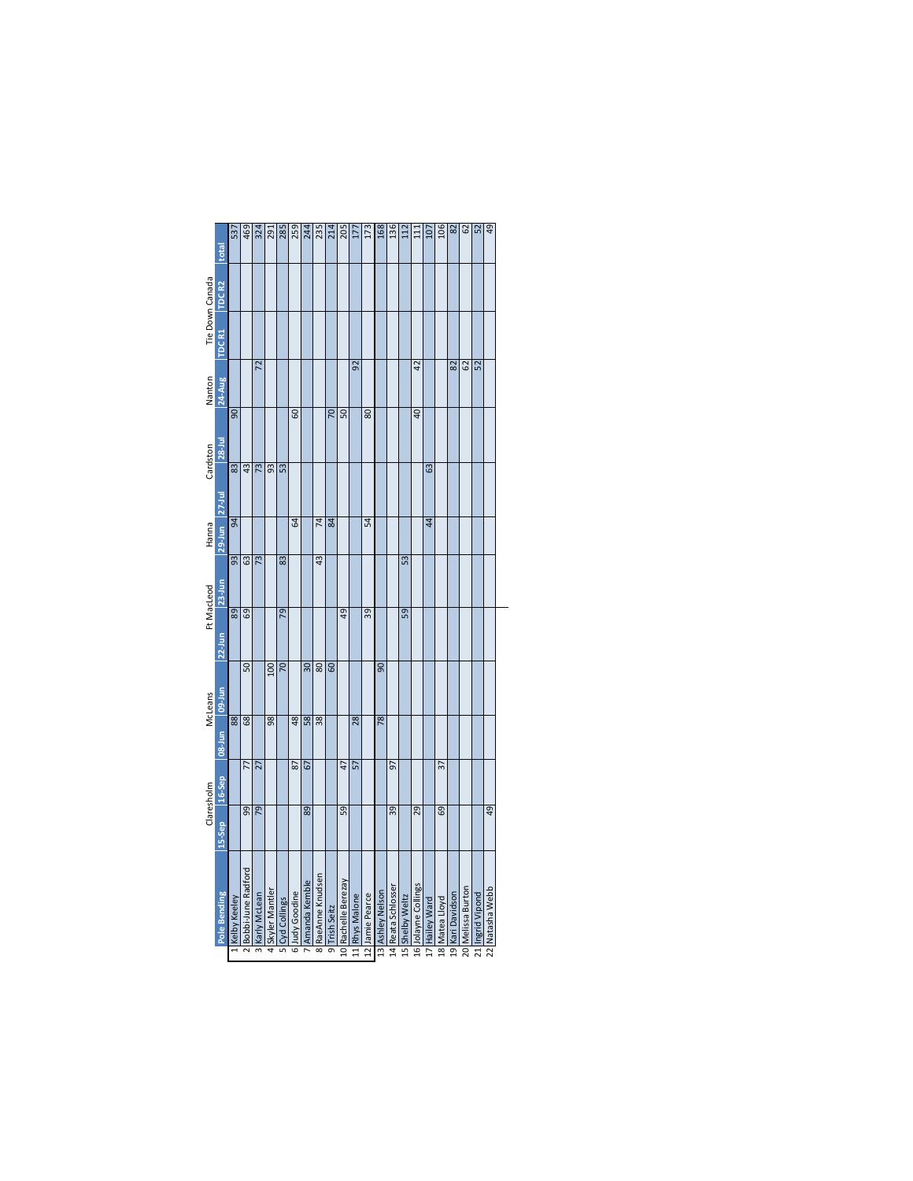| | | Claresholm | | McLeans | | Ft MacLeod | | Hanna | Cardston | | Nanton | Tie Down Canada | | |
|---|---|---|---|---|---|---|---|---|---|---|---|---|---|---|
| | Pole Bending | 15-Sep | 16-Sep | 08-Jun | 09-Jun | 22-Jun | 23-Jun | 29-Jun | 27-Jul | 28-Jul | 24-Aug | TDC R1 | TDC R2 | total |
| 1 | Kelby Keeley | | | 88 | | 89 | 93 | 94 | 83 | 90 | | | | 537 |
| 2 | Bobbi-June Radford | 99 | 77 | 68 | 50 | 69 | 63 | | 43 | | | | | 469 |
| 3 | Karly McLean | 79 | 27 | | | | 73 | | 73 | | 72 | | | 324 |
| 4 | Skyler Mantler | | | 98 | 100 | | | | 93 | | | | | 291 |
| 5 | Cyd Collings | | | | 70 | 79 | 83 | | 53 | | | | | 285 |
| 6 | Judy Goodine | | 87 | 48 | | | | 64 | | 60 | | | | 259 |
| 7 | Amanda Kemble | 89 | 67 | 58 | 30 | | | | | | | | | 244 |
| 8 | RaeAnne Knudsen | | | 38 | 80 | | 43 | 74 | | | | | | 235 |
| 9 | Trish Seitz | | | | 60 | | | 84 | | 70 | | | | 214 |
| 10 | Rachelle Berezay | 59 | 47 | | | 49 | | | | 50 | | | | 205 |
| 11 | Rhys Malone | | 57 | 28 | | | | | | | 92 | | | 177 |
| 12 | Jamie Pearce | | | | | 39 | | 54 | | 80 | | | | 173 |
| 13 | Ashley Nelson | | | 78 | 90 | | | | | | | | | 168 |
| 14 | Reata Schlosser | 39 | 97 | | | | | | | | | | | 136 |
| 15 | Shelby Weltz | | | | | 59 | 53 | | | | | | | 112 |
| 16 | Jolayne Collings | 29 | | | | | | | | 40 | 42 | | | 111 |
| 17 | Hailey Ward | | | | | | | 44 | 63 | | | | | 107 |
| 18 | Matea Lloyd | 69 | 37 | | | | | | | | | | | 106 |
| 19 | Kari Davidson | | | | | | | | | | 82 | | | 82 |
| 20 | Melissa Burton | | | | | | | | | | 62 | | | 62 |
| 21 | Ingrid Vipond | | | | | | | | | | 52 | | | 52 |
| 22 | Natasha Webb | 49 | | | | | | | | | | | | 49 |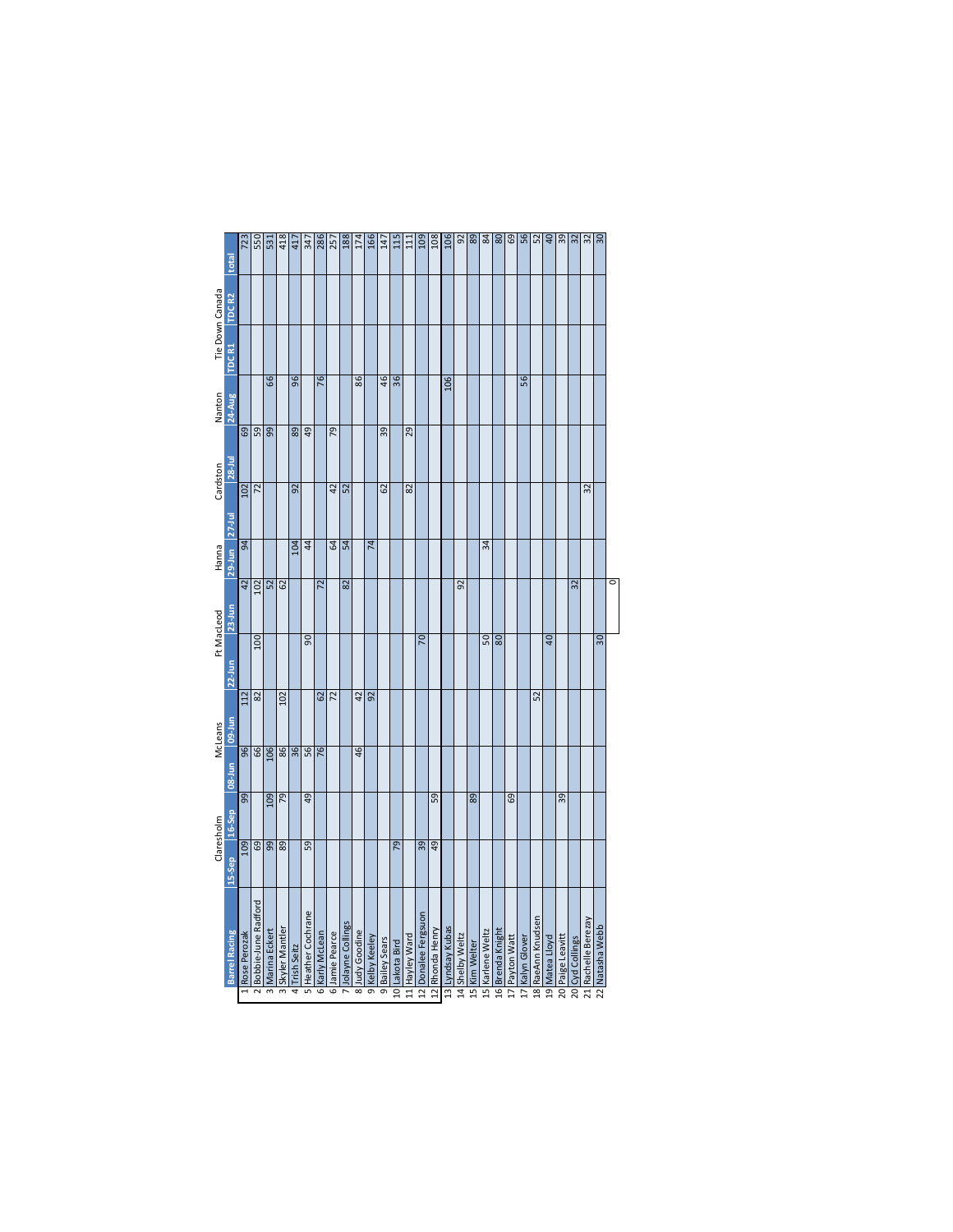| | Barrel Racing | Claresholm | | McLeans | | Ft MacLeod | | Hanna | Cardston | | Nanton | Tie Down Canada | | total |
|---|---|---|---|---|---|---|---|---|---|---|---|---|---|---|
| | | 15-Sep | 16-Sep | 08-Jun | 09-Jun | 22-Jun | 23-Jun | 29-Jun | 27-Jul | 28-Jul | 24-Aug | TDC R1 | TDC R2 | |
| 1 | Rose Perozak | 109 | 99 | 96 | 112 | | 42 | 94 | 102 | 69 | | | | 723 |
| 2 | Bobbie-June Radford | 69 | | 66 | 82 | 100 | 102 | | 72 | 59 | | | | 550 |
| 3 | Marina Eckert | 99 | 109 | 106 | | | 52 | | | 99 | 66 | | | 531 |
| 3 | Skyler Mantler | 89 | 79 | 86 | 102 | | 62 | | | | | | | 418 |
| 4 | Trish Seitz | | | 36 | | | | 104 | 92 | 89 | 96 | | | 417 |
| 5 | Heather Cochrane | 59 | 49 | 56 | | 90 | | 44 | | 49 | | | | 347 |
| 6 | Karly McLean | | | 76 | 62 | | 72 | | | | 76 | | | 286 |
| 6 | Jamie Pearce | | | | 72 | | | 64 | 42 | 79 | | | | 257 |
| 7 | Jolayne Collings | | | | | | 82 | 54 | 52 | | | | | 188 |
| 8 | Judy Goodine | | | 46 | 42 | | | | | | 86 | | | 174 |
| 9 | Kelby Keeley | | | | 92 | | | 74 | | | | | | 166 |
| 9 | Bailey Sears | | | | | | | | 62 | 39 | 46 | | | 147 |
| 10 | Lakota Bird | 79 | | | | | | | | | 36 | | | 115 |
| 11 | Hayley Ward | | | | | | | | 82 | 29 | | | | 111 |
| 12 | Donalee Fergsuon | 39 | | | | 70 | | | | | | | | 109 |
| 12 | Rhonda Henry | 49 | 59 | | | | | | | | | | | 108 |
| 13 | Lyndsay Kubas | | | | | | | | | | 106 | | | 106 |
| 14 | Shelby Weltz | | | | | | 92 | | | | | | | 92 |
| 15 | Kim Welter | | 89 | | | | | | | | | | | 89 |
| 15 | Karlene Weltz | | | | | 50 | | 34 | | | | | | 84 |
| 16 | Brenda Knight | | | | | 80 | | | | | | | | 80 |
| 17 | Payton Watt | | 69 | | | | | | | | | | | 69 |
| 17 | Kalyn Glover | | | | | | | | | | 56 | | | 56 |
| 18 | RaeAnn Knudsen | | | | 52 | | | | | | | | | 52 |
| 19 | Matea Lloyd | | | | | 40 | | | | | | | | 40 |
| 20 | Paige Leavitt | | 39 | | | | | | | | | | | 39 |
| 20 | Cyd Collings | | | | | | 32 | | | | | | | 32 |
| 21 | Rachelle Berezay | | | | | | | | 32 | | | | | 32 |
| 22 | Natasha Webb | | | | | 30 | | | | | | | | 30 |
| | | | | | | | 0 | | | | | | | |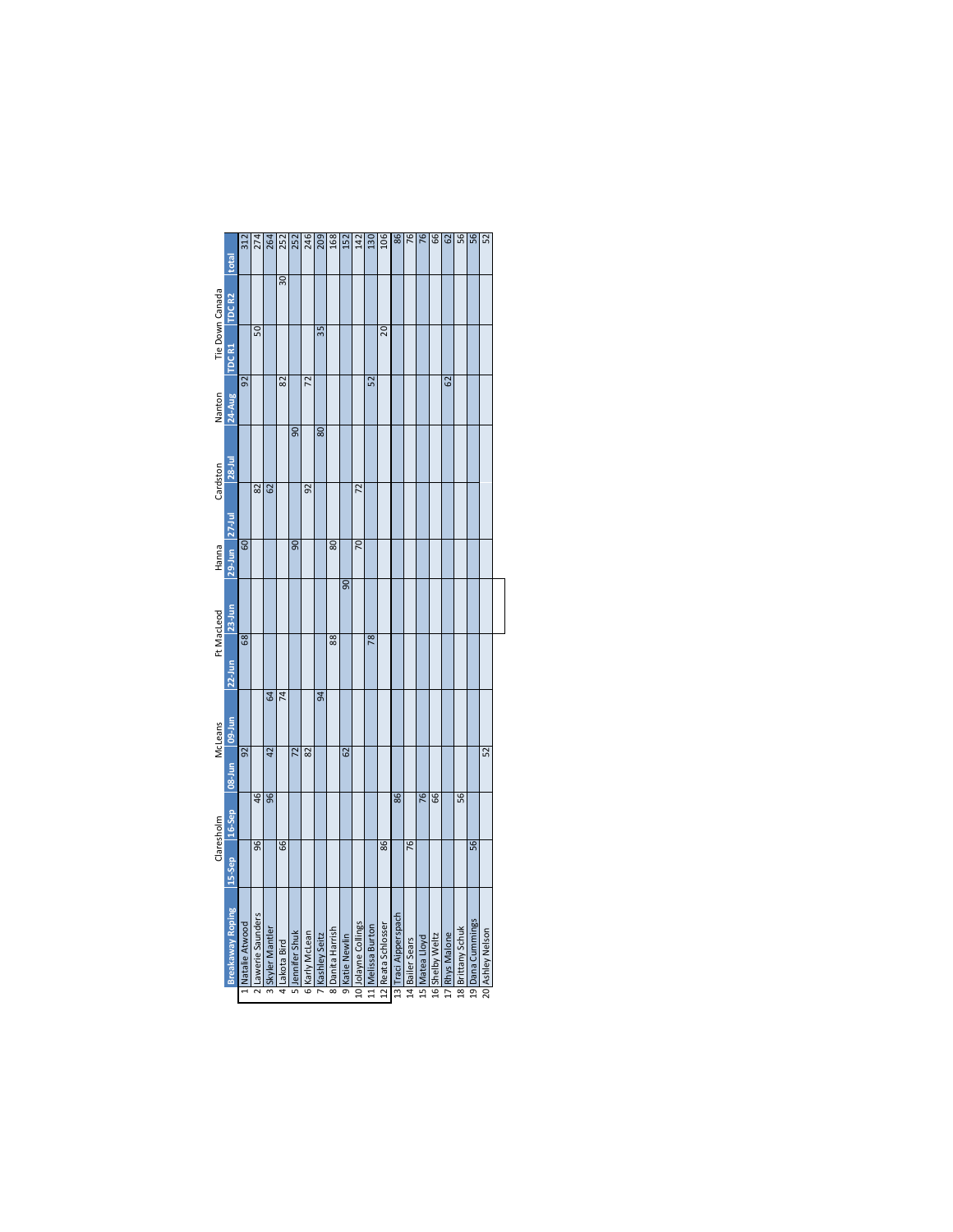| | Claresholm | | McLeans | | Ft MacLeod | | Hanna | Cardston | | Nanton | Tie Down Canada | | |
|---|---|---|---|---|---|---|---|---|---|---|---|---|---|
| **Breakaway Roping** | **15-Sep** | **16-Sep** | **08-Jun** | **09-Jun** | **22-Jun** | **23-Jun** | **29-Jun** | **27-Jul** | **28-Jul** | **24-Aug** | **TDC R1** | **TDC R2** | **total** |
| 1 Natalie Atwood | | | 92 | | 68 | | 60 | | | 92 | | | 312 |
| 2 Lawerie Saunders | 96 | 46 | | | | | | 82 | | | 50 | | 274 |
| 3 Skyler Mantler | | 96 | 42 | 64 | | | | 62 | | | | | 264 |
| 4 Lakota Bird | 66 | | | 74 | | | | | | 82 | | 30 | 252 |
| 5 Jennifer Shuk | | | 72 | | | | 90 | | 90 | | | | 252 |
| 6 Karly McLean | | | 82 | | | | | 92 | | 72 | | | 246 |
| 7 Kashley Seitz | | | | 94 | | | | | 80 | | 35 | | 209 |
| 8 Danita Harrish | | | | | 88 | | 80 | | | | | | 168 |
| 9 Katie Newlin | | | 62 | | | 90 | | | | | | | 152 |
| 10 Jolayne Collings | | | | | | | 70 | 72 | | | | | 142 |
| 11 Melissa Burton | | | | | 78 | | | | | 52 | | | 130 |
| 12 Reata Schlosser | 86 | | | | | | | | | | 20 | | 106 |
| 13 Traci Aipperspach | | 86 | | | | | | | | | | | 86 |
| 14 Bailer Sears | 76 | | | | | | | | | | | | 76 |
| 15 Matea Lloyd | | 76 | | | | | | | | | | | 76 |
| 16 Shelby Weltz | | 66 | | | | | | | | | | | 66 |
| 17 Rhys Malone | | | | | | | | | | 62 | | | 62 |
| 18 Brittany Schuk | | 56 | | | | | | | | | | | 56 |
| 19 Dana Cummings | 56 | | | | | | | | | | | | 56 |
| 20 Ashley Nelson | | | 52 | | | | | | | | | | 52 |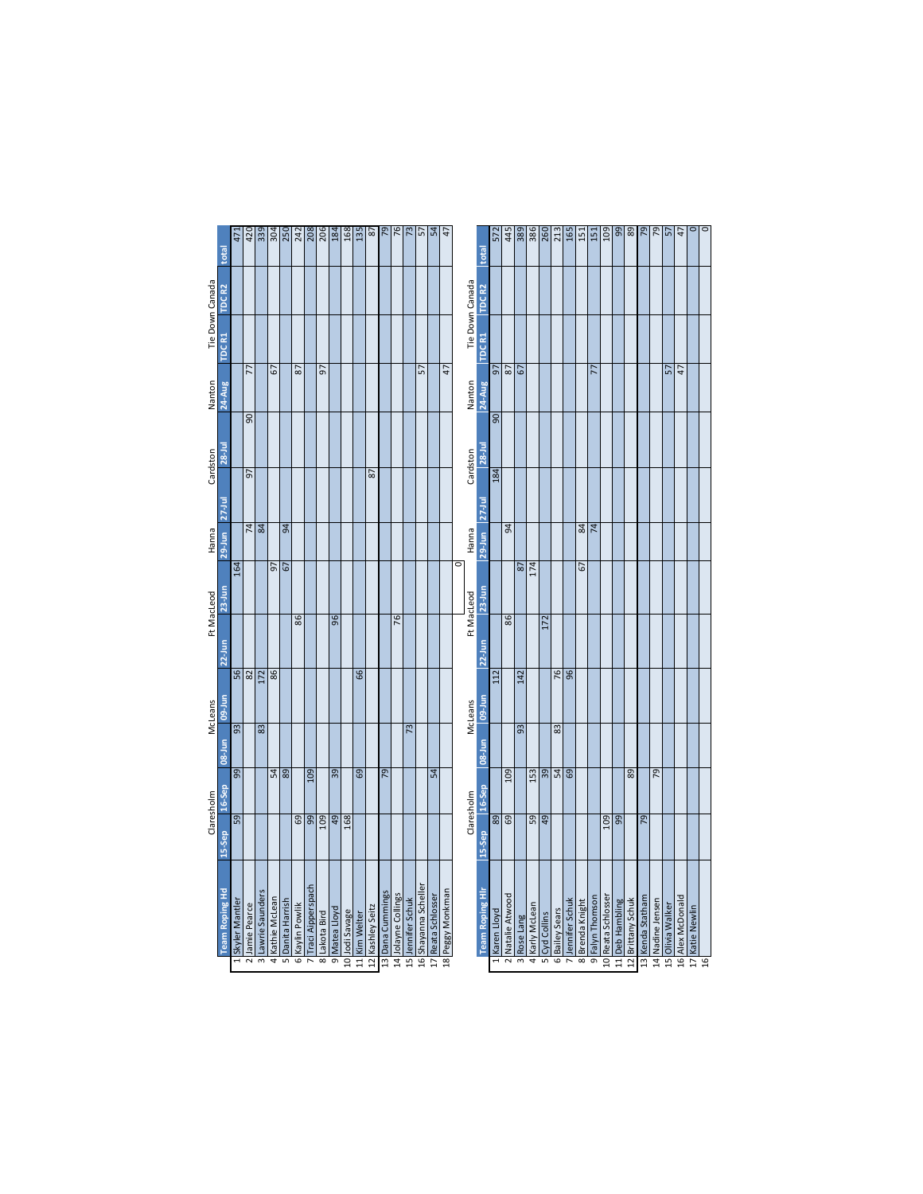| | Team Roping Hd | Claresholm | | McLeans | | Ft MacLeod | | Hanna | Cardston | | Nanton | Tie Down Canada | | |
|---|---|---|---|---|---|---|---|---|---|---|---|---|---|---|
| | | 15-Sep | 16-Sep | 08-Jun | 09-Jun | 22-Jun | 23-Jun | 29-Jun | 27-Jul | 28-Jul | 24-Aug | TDC R1 | TDC R2 | total |
| 1 | Skyler Mantler | 59 | 99 | 93 | 56 | | 164 | | | | | | | 471 |
| 2 | Jamie Pearce | | | | 82 | | | 74 | 97 | 90 | 77 | | | 420 |
| 3 | Lawrie Saunders | | | 83 | 172 | | | 84 | | | | | | 339 |
| 4 | Kathie McLean | | 54 | | 86 | | 97 | | | | 67 | | | 304 |
| 5 | Danita Harrish | | 89 | | | | 67 | 94 | | | | | | 250 |
| 6 | Kaylin Powlik | 69 | | | | 86 | | | | | 87 | | | 242 |
| 7 | Traci Aipperspach | 99 | 109 | | | | | | | | | | | 208 |
| 8 | Lakota Bird | 109 | | | | | | | | | 97 | | | 206 |
| 9 | Matea Lloyd | 49 | 39 | | | 96 | | | | | | | | 184 |
| 10 | Jodi Savage | 168 | | | | | | | | | | | | 168 |
| 11 | Kim Welter | | 69 | | 66 | | | | | | | | | 135 |
| 12 | Kashley Seitz | | | | | | | | 87 | | | | | 87 |
| 13 | Dana Cummings | | 79 | | | | | | | | | | | 79 |
| 14 | Jolayne Collings | | | | | 76 | | | | | | | | 76 |
| 15 | Jennifer Schuk | | | 73 | | | | | | | | | | 73 |
| 16 | Shayanna Scheller | | | | | | | | | | 57 | | | 57 |
| 17 | Reata Schlosser | | 54 | | | | | | | | | | | 54 |
| 18 | Peggy Monkman | | | | | | | | | | 47 | | | 47 |
| | | | | | | | 0 | | | | | | | |

| | Team Roping Hlr | Claresholm | | McLeans | | Ft MacLeod | | Hanna | Cardston | | Nanton | Tie Down Canada | | |
|---|---|---|---|---|---|---|---|---|---|---|---|---|---|---|
| | | 15-Sep | 16-Sep | 08-Jun | 09-Jun | 22-Jun | 23-Jun | 29-Jun | 27-Jul | 28-Jul | 24-Aug | TDC R1 | TDC R2 | total |
| 1 | Karen Lloyd | 89 | | | 112 | | | | 184 | 90 | 97 | | | 572 |
| 2 | Natalie Atwood | 69 | 109 | | | 86 | | 94 | | | 87 | | | 445 |
| 3 | Rose Lang | | | 93 | 142 | | 87 | | | | 67 | | | 389 |
| 4 | Karly McLean | 59 | 153 | | | | 174 | | | | | | | 386 |
| 5 | Cyd Collins | 49 | 39 | | | 172 | | | | | | | | 260 |
| 6 | Bailey Sears | | 54 | 83 | 76 | | | | | | | | | 213 |
| 7 | Jennifer Schuk | | 69 | | 96 | | | | | | | | | 165 |
| 8 | Brenda Knight | | | | | | 67 | 84 | | | | | | 151 |
| 9 | Falyn Thomson | | | | | | | 74 | | | 77 | | | 151 |
| 10 | Reata Schlosser | 109 | | | | | | | | | | | | 109 |
| 11 | Deb Hambling | 99 | | | | | | | | | | | | 99 |
| 12 | Brittany Schuk | | 89 | | | | | | | | | | | 89 |
| 13 | Kenda Statham | 79 | | | | | | | | | | | | 79 |
| 14 | Nadine Jensen | | 79 | | | | | | | | | | | 79 |
| 15 | Olivia Walker | | | | | | | | | | 57 | | | 57 |
| 16 | Alex McDonald | | | | | | | | | | 47 | | | 47 |
| 17 | Katie Newlin | | | | | | | | | | | | | 0 |
| 16 | | | | | | | | | | | | | | 0 |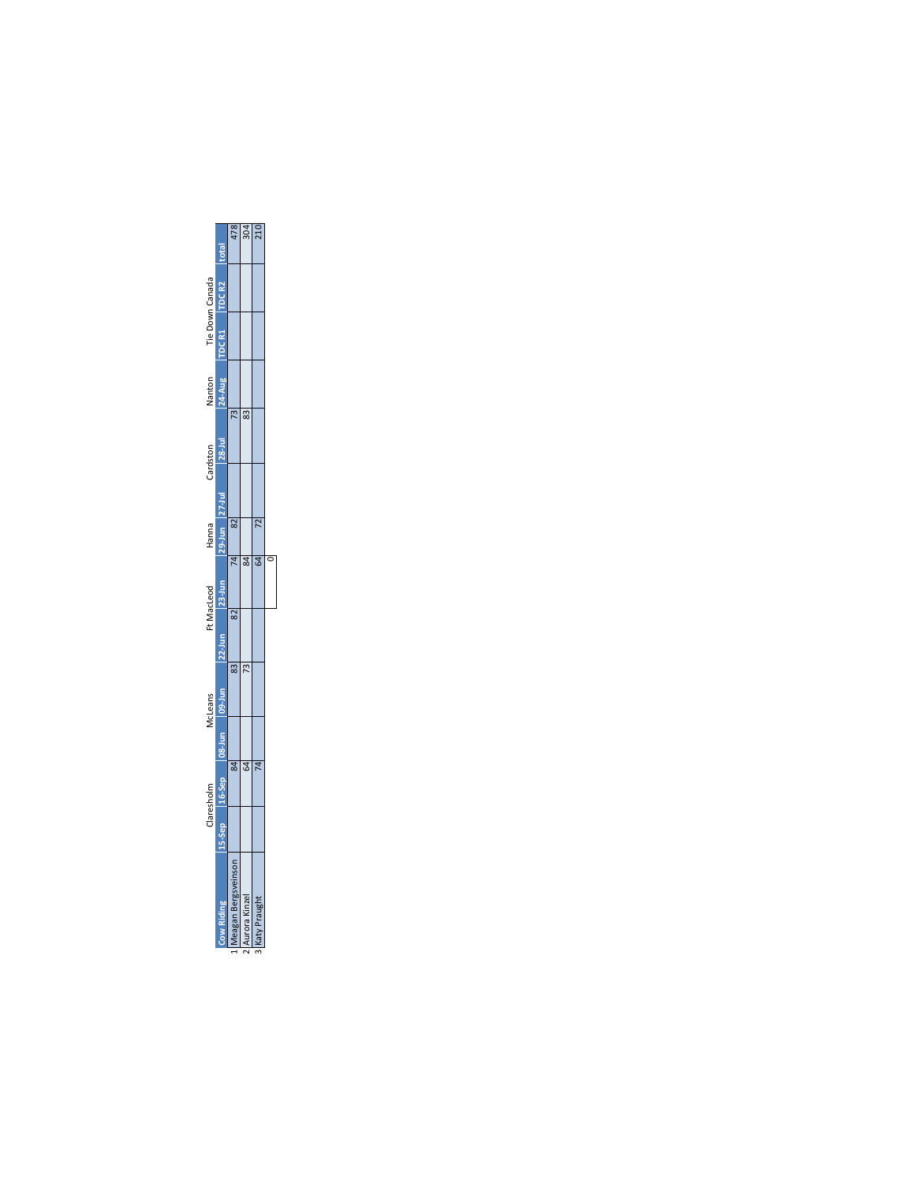| Cow Riding | Claresholm 15-Sep | 16-Sep | McLeans 08-Jun | 09-Jun | Ft MacLeod 22-Jun | 23-Jun | Hanna 29-Jun | Cardston 27-Jul | 28-Jul | Nanton 24-Aug | Tie Down Canada TDC R1 | TDC R2 | total |
|---|---|---|---|---|---|---|---|---|---|---|---|---|---|
| 1 Meagan Bergsveinson | | 84 | | 83 | 82 | 74 | 82 | | 73 | | | | 478 |
| 2 Aurora Kinzel | | 64 | | 73 | | 84 | | | 83 | | | | 304 |
| 3 Katy Praught | | 74 | | | | 64 | 72 | | | | | | 210 |
| | | | | | | 0 | | | | | | | |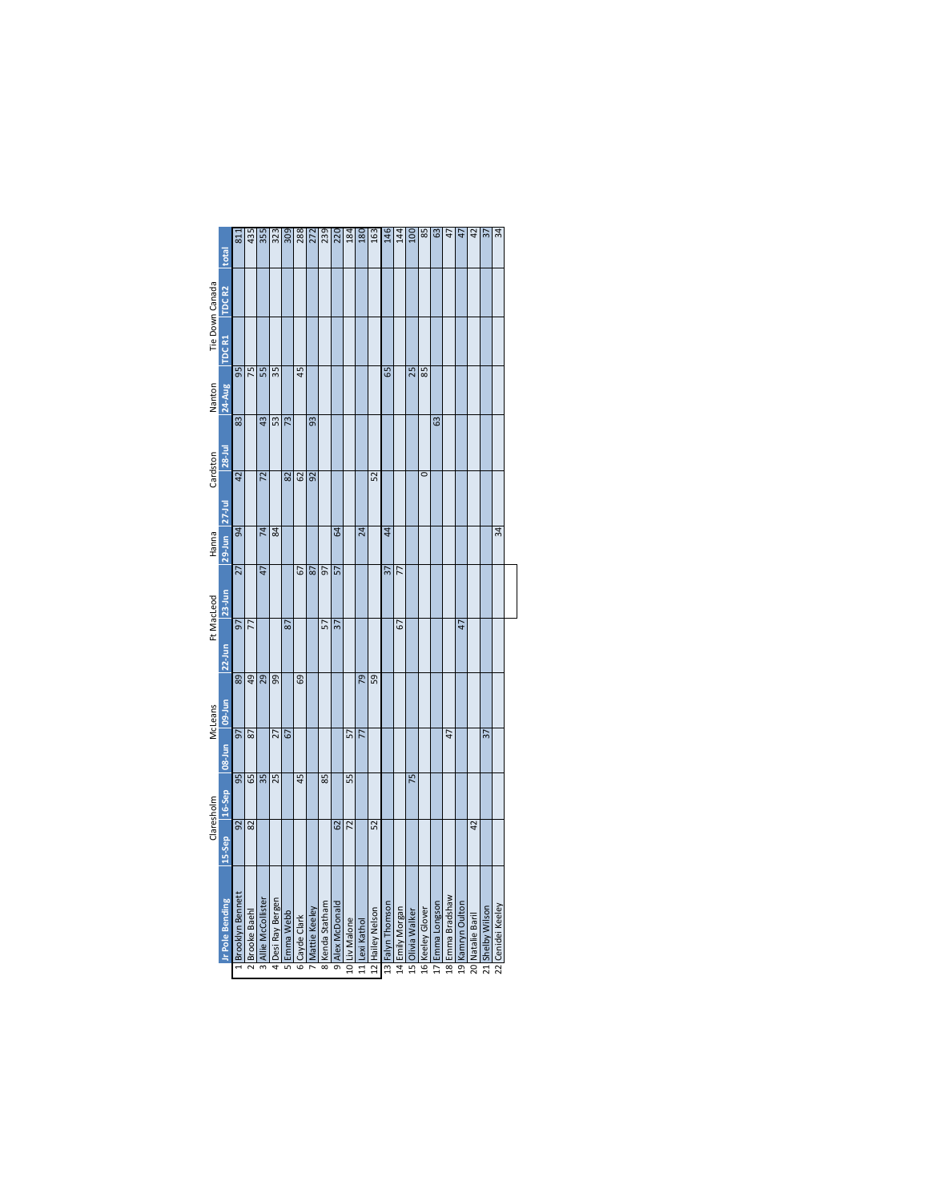| | | Claresholm | | McLeans | | Ft MacLeod | | Hanna | Cardston | | Nanton | Tie Down Canada | | |
|---|---|---|---|---|---|---|---|---|---|---|---|---|---|---|
| | Jr Pole Bending | 15-Sep | 16-Sep | 08-Jun | 09-Jun | 22-Jun | 23-Jun | 29-Jun | 27-Jul | 28-Jul | 24-Aug | TDC R1 | TDC R2 | total |
| 1 | Brooklyn Bennett | 92 | 95 | 97 | 89 | 97 | 27 | 94 | 42 | 83 | 95 | | | 811 |
| 2 | Brooke Baehl | 82 | 65 | 87 | 49 | 77 | | | | | 75 | | | 435 |
| 3 | Allie McCollister | | 35 | | 29 | | 47 | 74 | 72 | 43 | 55 | | | 355 |
| 4 | Desi Ray Bergen | | 25 | 27 | 99 | | | 84 | | 53 | 35 | | | 323 |
| 5 | Emma Webb | | | 67 | | 87 | | | 82 | 73 | | | | 309 |
| 6 | Cayde Clark | | 45 | | 69 | | 67 | | 62 | | 45 | | | 288 |
| 7 | Mattie Keeley | | | | | | 87 | | 92 | 93 | | | | 272 |
| 8 | Kenda Statham | | 85 | | | 57 | 97 | | | | | | | 239 |
| 9 | Alex McDonald | 62 | | | | 37 | 57 | 64 | | | | | | 220 |
| 10 | Liv Malone | 72 | 55 | 57 | | | | | | | | | | 184 |
| 11 | Lexi Kathol | | | 77 | 79 | | | 24 | | | | | | 180 |
| 12 | Hailey Nelson | 52 | | | 59 | | | | 52 | | | | | 163 |
| 13 | Falyn Thomson | | | | | | 37 | 44 | | | 65 | | | 146 |
| 14 | Emily Morgan | | | | | 67 | 77 | | | | | | | 144 |
| 15 | Olivia Walker | | 75 | | | | | | | | 25 | | | 100 |
| 16 | Keeley Glover | | | | | | | | 0 | | 85 | | | 85 |
| 17 | Emma Longson | | | | | | | | | 63 | | | | 63 |
| 18 | Emma Bradshaw | | | 47 | | | | | | | | | | 47 |
| 19 | Kamryn Oulton | | | | | 47 | | | | | | | | 47 |
| 20 | Natalie Baril | 42 | | | | | | | | | | | | 42 |
| 21 | Shelby Wilson | | | 37 | | | | | | | | | | 37 |
| 22 | Cenidei Keeley | | | | | | | 34 | | | | | | 34 |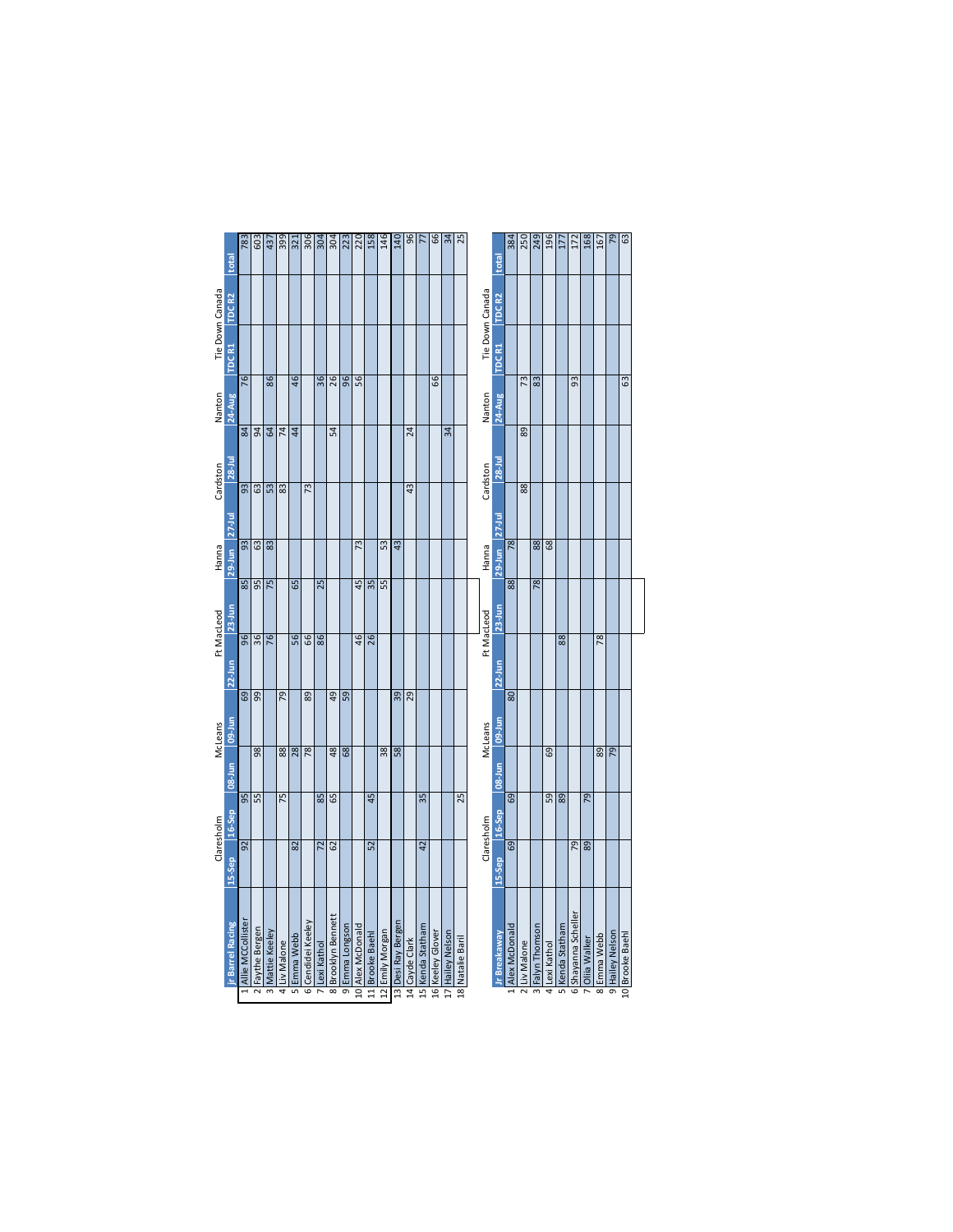| | Jr Barrel Racing | Claresholm | | McLeans | | Ft MacLeod | | Hanna | Cardston | | Nanton | Tie Down Canada | | total |
|---|---|---|---|---|---|---|---|---|---|---|---|---|---|---|
| | | 15-Sep | 16-Sep | 08-Jun | 09-Jun | 22-Jun | 23-Jun | 29-Jun | 27-Jul | 28-Jul | 24-Aug | TDC R1 | TDC R2 | |
| 1 | Allie MCCollister | 92 | 95 | | 69 | 96 | 85 | 93 | 93 | 84 | 76 | | | 783 |
| 2 | Faythe Bergen | | 55 | 98 | 99 | 36 | 95 | 63 | 63 | 94 | | | | 603 |
| 3 | Mattie Keeley | | | | | 76 | 75 | 83 | 53 | 64 | 86 | | | 437 |
| 4 | Liv Malone | | 75 | 88 | 79 | | | | 83 | 74 | | | | 399 |
| 5 | Emma Webb | 82 | | 28 | | 56 | 65 | | | 44 | 46 | | | 321 |
| 6 | Cendidei Keeley | | | 78 | 89 | 66 | | | 73 | | | | | 306 |
| 7 | Lexi Kathol | 72 | 85 | | | 86 | 25 | | | | 36 | | | 304 |
| 8 | Brooklyn Bennett | 62 | 65 | 48 | 49 | | | | | 54 | 26 | | | 304 |
| 9 | Emma Longson | | | 68 | 59 | | | | | | 96 | | | 223 |
| 10 | Alex McDonald | | | | | 46 | 45 | 73 | | | 56 | | | 220 |
| 11 | Brooke Baehl | 52 | 45 | | | 26 | 35 | | | | | | | 158 |
| 12 | Emily Morgan | | | 38 | | | 55 | 53 | | | | | | 146 |
| 13 | Desi Ray Bergen | | | 58 | 39 | | | 43 | | | | | | 140 |
| 14 | Cayde Clark | | | | 29 | | | | 43 | 24 | | | | 96 |
| 15 | Kenda Statham | 42 | 35 | | | | | | | | | | | 77 |
| 16 | Keeley Glover | | | | | | | | | | 66 | | | 66 |
| 17 | Hailey Nelson | | | | | | | | | 34 | | | | 34 |
| 18 | Natalie Baril | | 25 | | | | | | | | | | | 25 |

| | Jr Breakaway | Claresholm | | McLeans | | Ft MacLeod | | Hanna | Cardston | | Nanton | Tie Down Canada | | total |
|---|---|---|---|---|---|---|---|---|---|---|---|---|---|---|
| | | 15-Sep | 16-Sep | 08-Jun | 09-Jun | 22-Jun | 23-Jun | 29-Jun | 27-Jul | 28-Jul | 24-Aug | TDC R1 | TDC R2 | |
| 1 | Alex McDonald | 69 | 69 | | 80 | | 88 | 78 | | | | | | 384 |
| 2 | Liv Malone | | | | | | | | 88 | 89 | 73 | | | 250 |
| 3 | Falyn Thomson | | | | | | 78 | 88 | | | 83 | | | 249 |
| 4 | Lexi Kathol | | 59 | 69 | | | | 68 | | | | | | 196 |
| 5 | Kenda Statham | | 89 | | | 88 | | | | | | | | 177 |
| 6 | Shayanna Scheller | 79 | | | | | | | | | 93 | | | 172 |
| 7 | Ollia Walker | 89 | 79 | | | | | | | | | | | 168 |
| 8 | Emma Webb | | | 89 | | 78 | | | | | | | | 167 |
| 9 | Hailey Nelson | | | 79 | | | | | | | | | | 79 |
| 10 | Brooke Baehl | | | | | | | | | | 63 | | | 63 |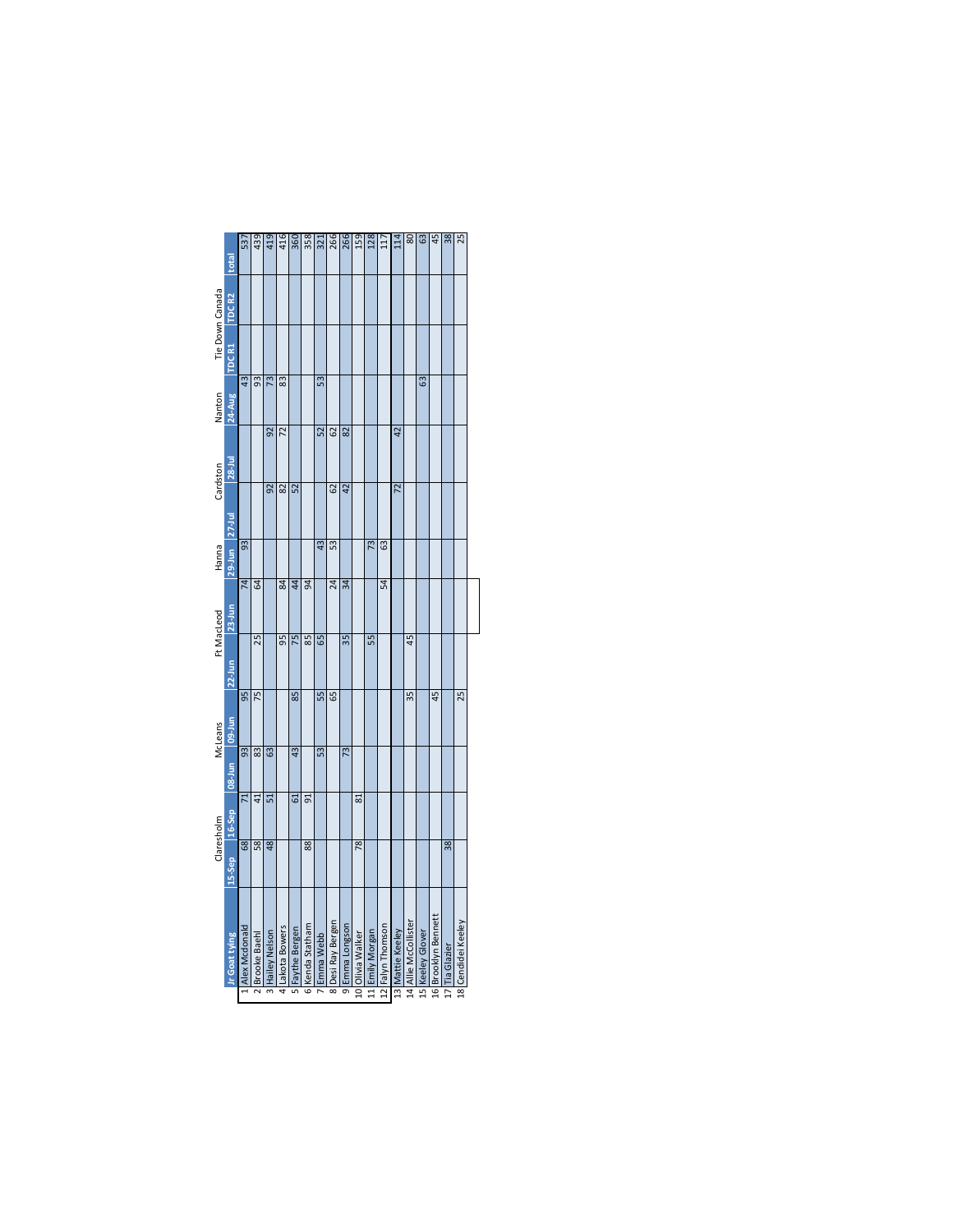| | Jr Goat tying | Claresholm | | McLeans | | Ft MacLeod | | Hanna | Cardston | | Nanton | Tie Down Canada | | total |
|---|---|---|---|---|---|---|---|---|---|---|---|---|---|---|
| | | 15-Sep | 16-Sep | 08-Jun | 09-Jun | 22-Jun | 23-Jun | 29-Jun | 27-Jul | 28-Jul | 24-Aug | TDC R1 | TDC R2 | |
| 1 | Alex Mcdonald | 68 | 71 | 93 | 95 | | 74 | 93 | | | 43 | | | 537 |
| 2 | Brooke Baehl | 58 | 41 | 83 | 75 | 25 | 64 | | | | 93 | | | 439 |
| 3 | Hailey Nelson | 48 | 51 | 63 | | | | | 92 | 92 | 73 | | | 419 |
| 4 | Lakota Bowers | | | | | 95 | 84 | | 82 | 72 | 83 | | | 416 |
| 5 | Faythe Bergen | | 61 | 43 | 85 | 75 | 44 | | 52 | | | | | 360 |
| 6 | Kenda Statham | 88 | 91 | | | 85 | 94 | | | | | | | 358 |
| 7 | Emma Webb | | | 53 | 55 | 65 | | 43 | | 52 | 53 | | | 321 |
| 8 | Desi Ray Bergen | | | | 65 | | 24 | 53 | 62 | 62 | | | | 266 |
| 9 | Emma Longson | | | 73 | | 35 | 34 | | 42 | 82 | | | | 266 |
| 10 | Olivia Walker | 78 | 81 | | | | | | | | | | | 159 |
| 11 | Emily Morgan | | | | | 55 | | 73 | | | | | | 128 |
| 12 | Falyn Thomson | | | | | | 54 | 63 | | | | | | 117 |
| 13 | Mattie Keeley | | | | | | | | 72 | 42 | | | | 114 |
| 14 | Allie McCollister | | | | 35 | 45 | | | | | | | | 80 |
| 15 | Keeley Glover | | | | | | | | | | 63 | | | 63 |
| 16 | Brooklyn Bennett | | | | 45 | | | | | | | | | 45 |
| 17 | Tia Glazier | 38 | | | | | | | | | | | | 38 |
| 18 | Cendidel Keeley | | | | 25 | | | | | | | | | 25 |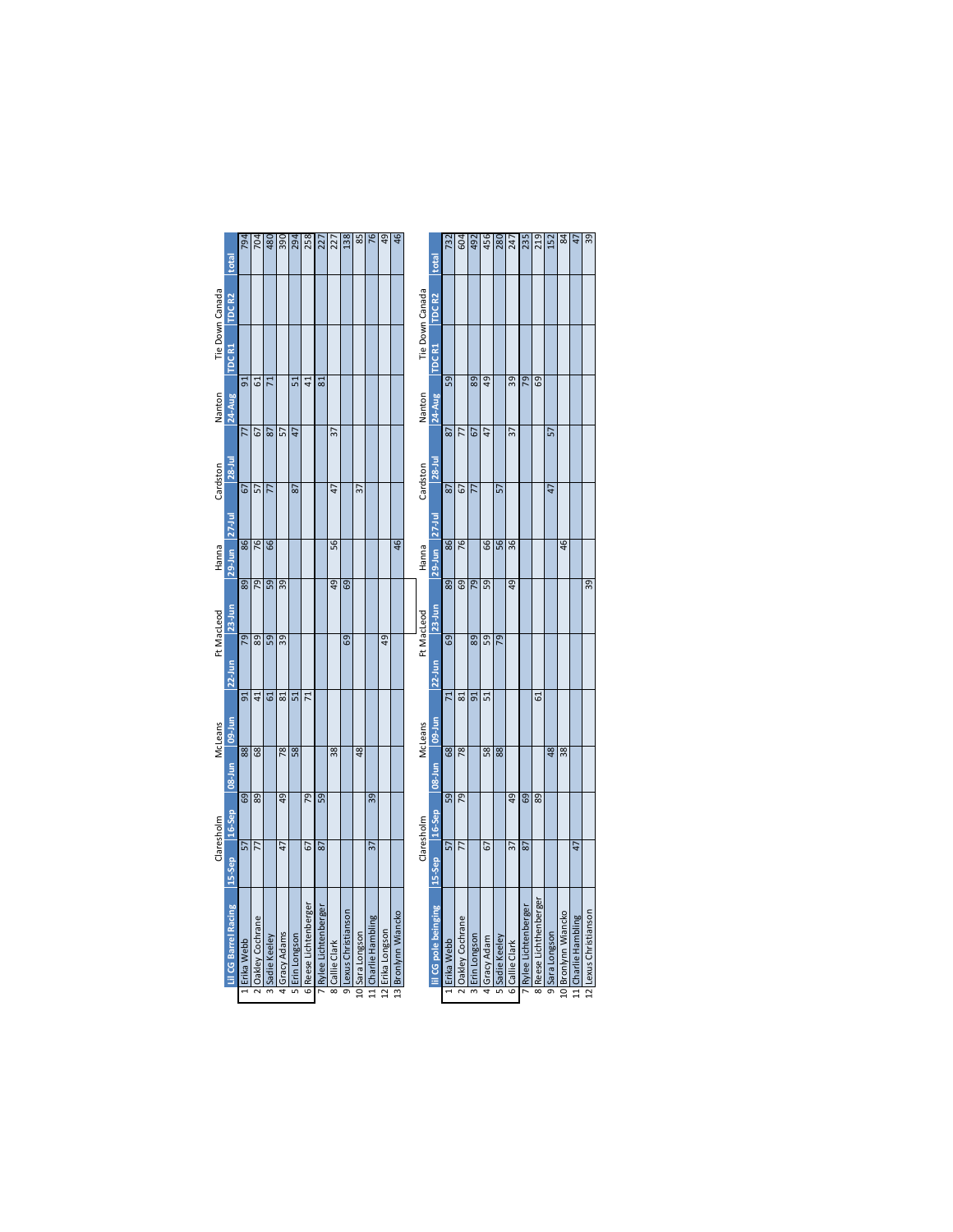| | | Claresholm | | McLeans | | Ft MacLeod | | Hanna | | Cardston | | Nanton | Tie Down Canada | | |
|---|---|---|---|---|---|---|---|---|---|---|---|---|---|---|---|
| | Lil CG Barrel Racing | 15-Sep | 16-Sep | 08-Jun | 09-Jun | 22-Jun | 23-Jun | 29-Jun | 27-Jul | 28-Jul | | 24-Aug | TDC R1 | TDC R2 | total |
| 1 | Erika Webb | 57 | 69 | 88 | 91 | 79 | 89 | 86 | | 67 | 77 | 91 | | | 794 |
| 2 | Oakley Cochrane | 77 | 89 | 68 | 41 | 89 | 79 | 76 | | 57 | 67 | 61 | | | 704 |
| 3 | Sadie Keeley | | | | 61 | 59 | 59 | 66 | | 77 | 87 | 71 | | | 480 |
| 4 | Gracy Adams | 47 | 49 | 78 | 81 | 39 | 39 | | | | 57 | | | | 390 |
| 5 | Erin Longson | | | 58 | 51 | | | | | 87 | 47 | 51 | | | 294 |
| 6 | Reese Lichtenberger | 67 | 79 | | 71 | | | | | | | 41 | | | 258 |
| 7 | Rylee Lichtenberger | 87 | 59 | | | | | | | | | 81 | | | 227 |
| 8 | Callie Clark | | | 38 | | | 49 | 56 | | 47 | 37 | | | | 227 |
| 9 | Lexus Christianson | | | | | 69 | 69 | | | | | | | | 138 |
| 10 | Sara Longson | | | 48 | | | | | | 37 | | | | | 85 |
| 11 | Charlie Hambling | 37 | 39 | | | | | | | | | | | | 76 |
| 12 | Erika Longson | | | | | 49 | | | | | | | | | 49 |
| 13 | Bronlynn Wiancko | | | | | | | 46 | | | | | | | 46 |

| | | Claresholm | | McLeans | | Ft MacLeod | | Hanna | | Cardston | | Nanton | Tie Down Canada | | |
|---|---|---|---|---|---|---|---|---|---|---|---|---|---|---|---|
| | lil CG pole beinging | 15-Sep | 16-Sep | 08-Jun | 09-Jun | 22-Jun | 23-Jun | 29-Jun | 27-Jul | 28-Jul | | 24-Aug | TDC R1 | TDC R2 | total |
| 1 | Erika Webb | 57 | 59 | 68 | 71 | 69 | 89 | 86 | | 87 | 87 | 59 | | | 732 |
| 2 | Oakley Cochrane | 77 | 79 | 78 | 81 | | 69 | 76 | | 67 | 77 | | | | 604 |
| 3 | Erin Longson | | | | 91 | 89 | 79 | | | 77 | 67 | 89 | | | 492 |
| 4 | Gracy Adam | 67 | | 58 | 51 | 59 | 59 | 66 | | | 47 | 49 | | | 456 |
| 5 | Sadie Keeley | | | 88 | | 79 | | 56 | | 57 | | | | | 280 |
| 6 | Callie Clark | 37 | 49 | | | | 49 | 36 | | | 37 | 39 | | | 247 |
| 7 | Rylee Lichtenberger | 87 | 69 | | | | | | | | | 79 | | | 235 |
| 8 | Reese Lichthenberger | | 89 | | 61 | | | | | | | 69 | | | 219 |
| 9 | Sara Longson | | | 48 | | | | | | 47 | 57 | | | | 152 |
| 10 | Bronlynn Wiancko | | | 38 | | | | 46 | | | | | | | 84 |
| 11 | Charlie Hambling | 47 | | | | | | | | | | | | | 47 |
| 12 | Lexus Christianson | | | | | | 39 | | | | | | | | 39 |